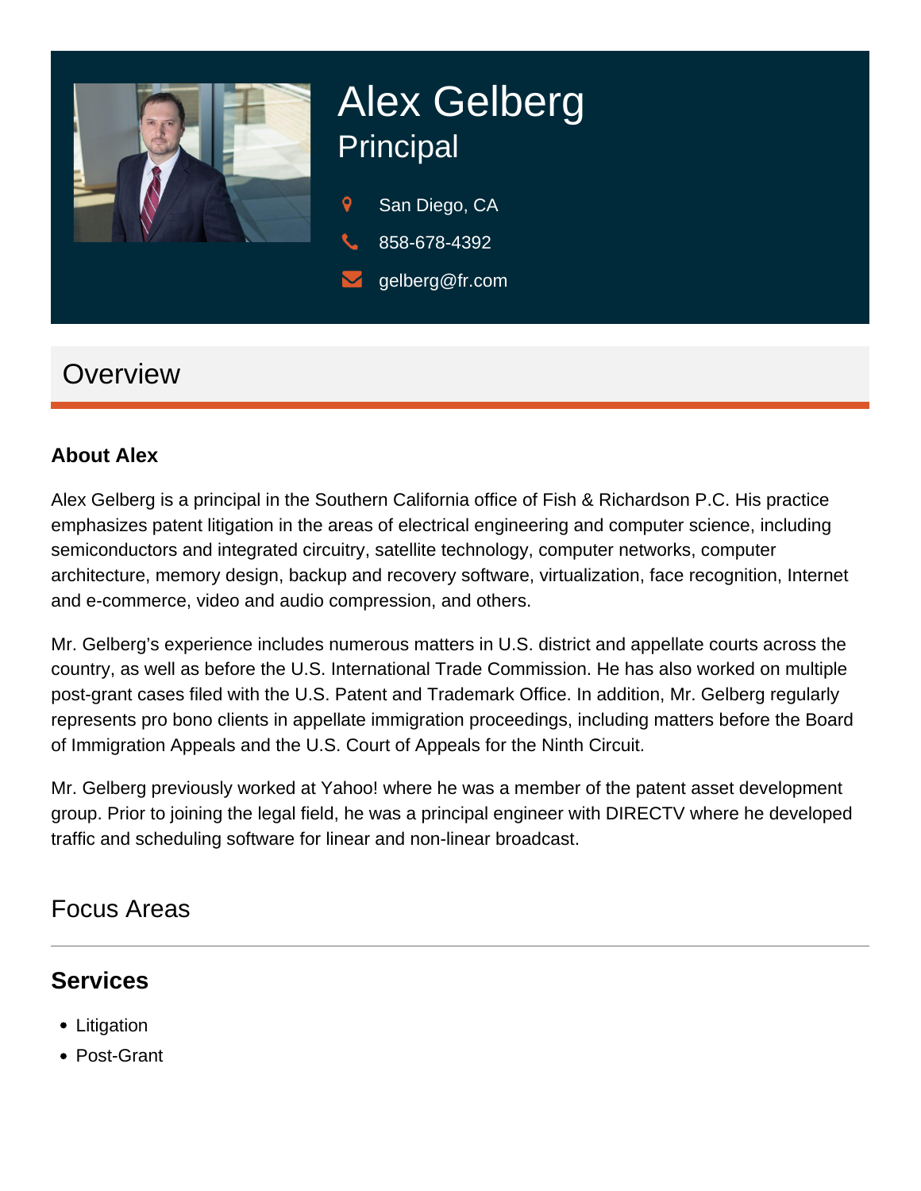# Alex Gelberg

## Principal

San Diego, CA

858-678-4392

gelberg@fr.com

## Overview

### About Alex

Alex Gelberg is a principal in the Southern California office of Fish & Richardson P.C. His practice emphasizes patent litigation in the areas of electrical engineering and computer science, including semiconductors and integrated circuitry, satellite technology, computer networks, computer architecture, memory design, backup and recovery software, virtualization, face recognition, Internet and e-commerce, video and audio compression, and others.

Mr. Gelberg's experience includes numerous matters in U.S. district and appellate courts across the country, as well as before the U.S. International Trade Commission. He has also worked on multiple post-grant cases filed with the U.S. Patent and Trademark Office. In addition, Mr. Gelberg regularly represents pro bono clients in appellate immigration proceedings, including matters before the Board of Immigration Appeals and the U.S. Court of Appeals for the Ninth Circuit.

Mr. Gelberg previously worked at Yahoo! where he was a member of the patent asset development group. Prior to joining the legal field, he was a principal engineer with DIRECTV where he developed traffic and scheduling software for linear and non-linear broadcast.

## Focus Areas

### Services

- Litigation
- Post-Grant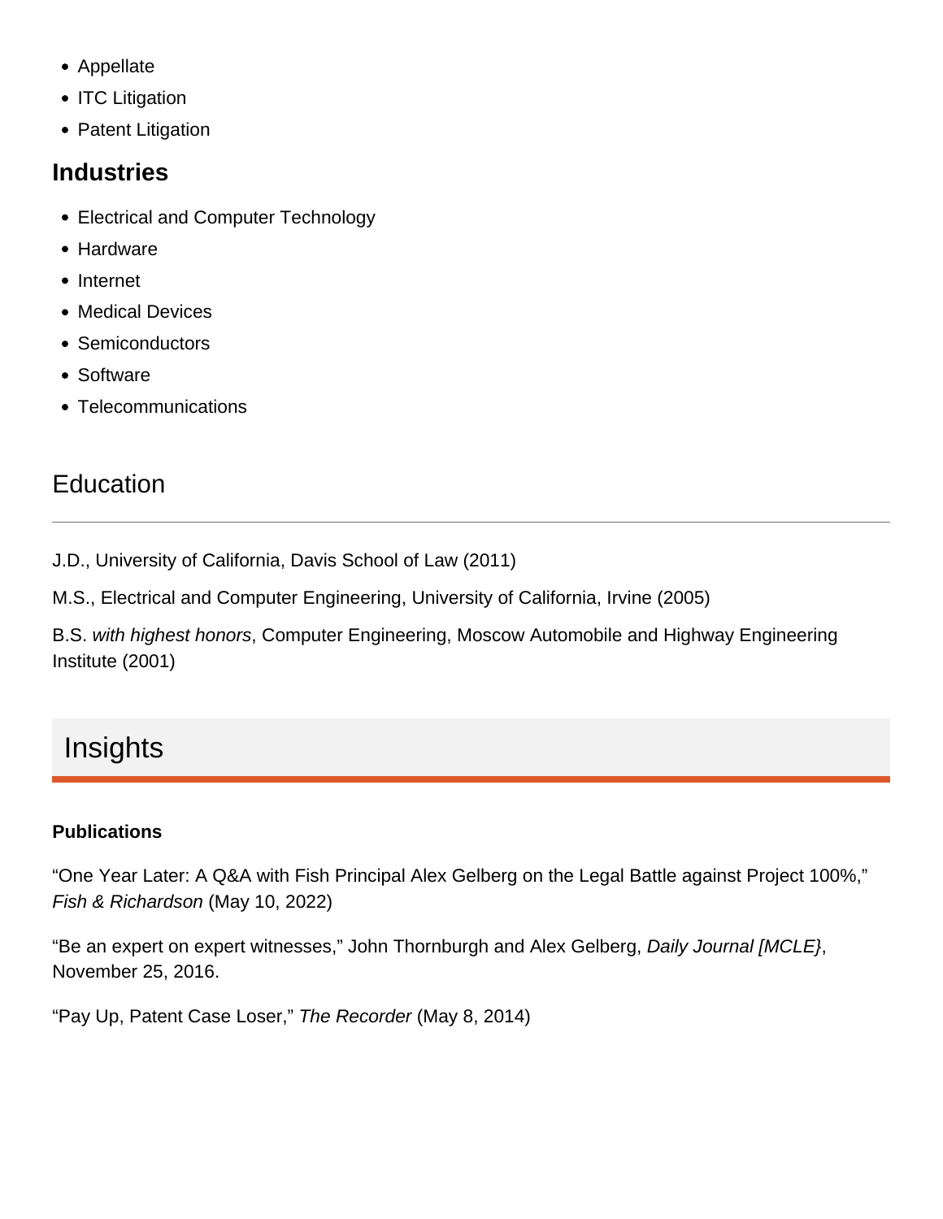- Appellate
- ITC Litigation
- Patent Litigation

### Industries

- Electrical and Computer Technology
- Hardware
- Internet
- Medical Devices
- Semiconductors
- Software
- Telecommunications

## Education

J.D., University of California, Davis School of Law (2011)

M.S., Electrical and Computer Engineering, University of California, Irvine (2005)

B.S. *with highest honors*, Computer Engineering, Moscow Automobile and Highway Engineering Institute (2001)

## Insights

**Publications**

“One Year Later: A Q&A with Fish Principal Alex Gelberg on the Legal Battle against Project 100%,” *Fish & Richardson* (May 10, 2022)

“Be an expert on expert witnesses,” John Thornburgh and Alex Gelberg, *Daily Journal [MCLE}*, November 25, 2016.

“Pay Up, Patent Case Loser,” *The Recorder* (May 8, 2014)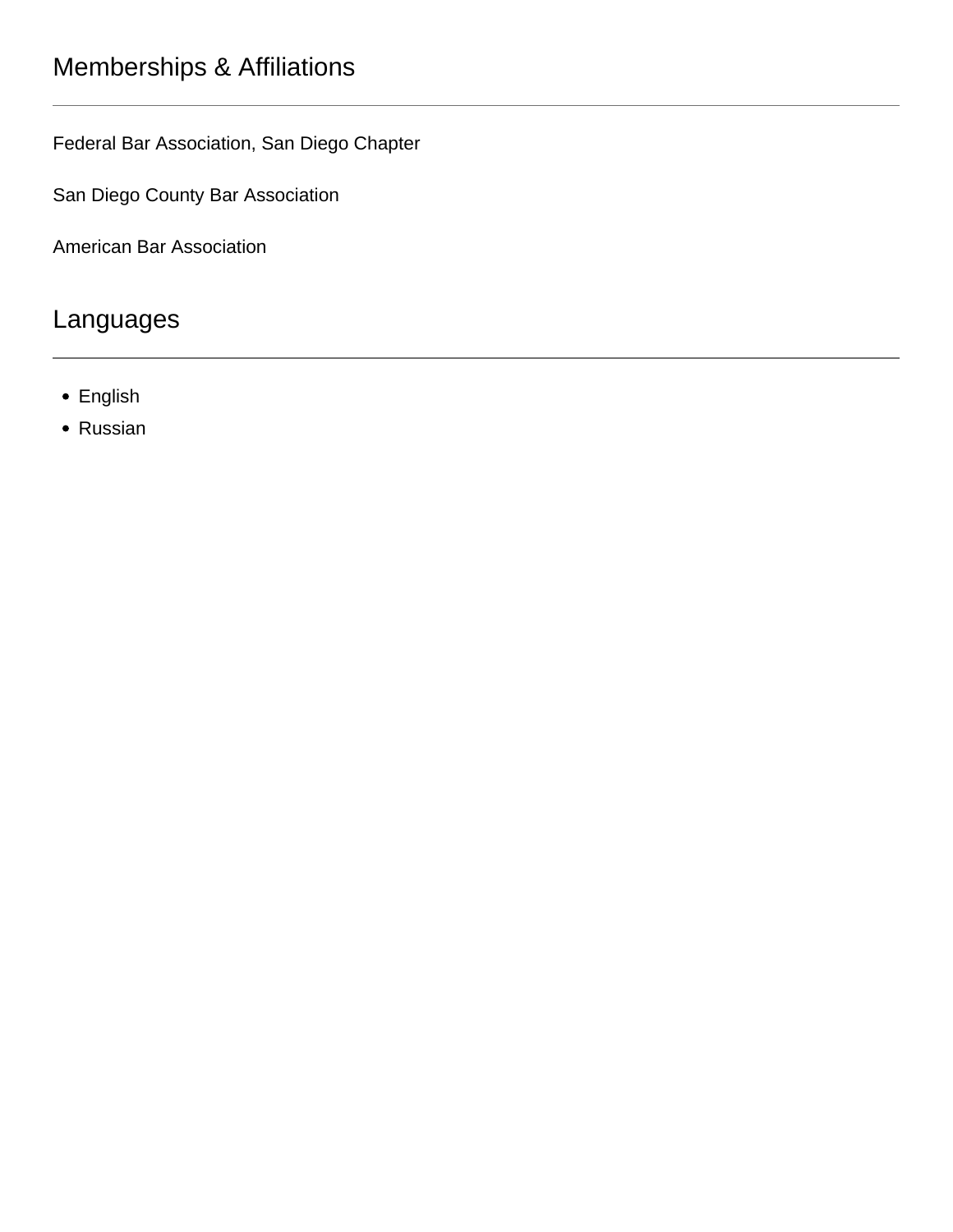## Memberships & Affiliations

Federal Bar Association, San Diego Chapter

San Diego County Bar Association

American Bar Association

## Languages

- English
- Russian